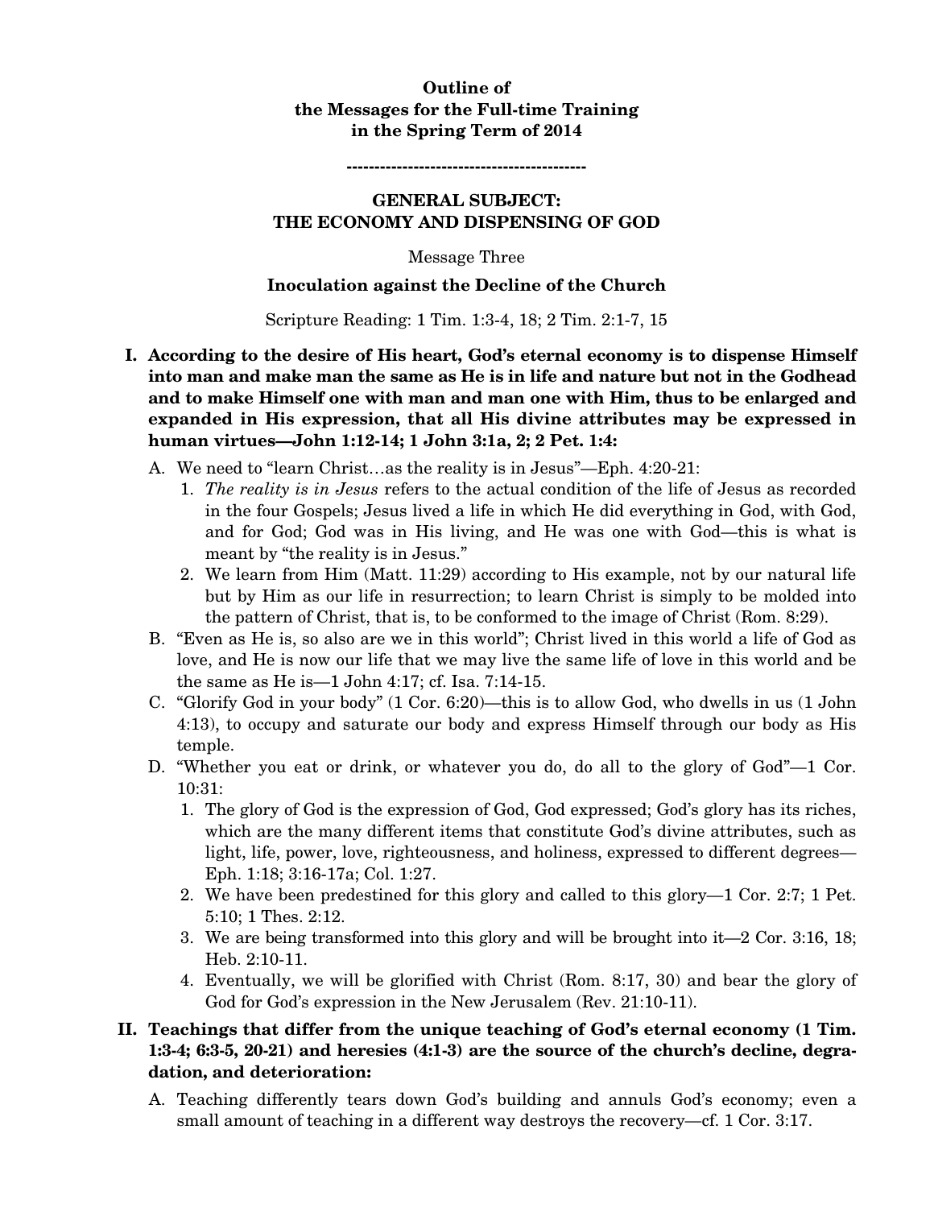**Outline of**
**the Messages for the Full-time Training**
**in the Spring Term of 2014**

------------------------------------------

## GENERAL SUBJECT:
## THE ECONOMY AND DISPENSING OF GOD

Message Three

### Inoculation against the Decline of the Church

Scripture Reading: 1 Tim. 1:3-4, 18; 2 Tim. 2:1-7, 15

**I. According to the desire of His heart, God's eternal economy is to dispense Himself into man and make man the same as He is in life and nature but not in the Godhead and to make Himself one with man and man one with Him, thus to be enlarged and expanded in His expression, that all His divine attributes may be expressed in human virtues—John 1:12-14; 1 John 3:1a, 2; 2 Pet. 1:4:**

A. We need to "learn Christ…as the reality is in Jesus"—Eph. 4:20-21:

1. *The reality is in Jesus* refers to the actual condition of the life of Jesus as recorded in the four Gospels; Jesus lived a life in which He did everything in God, with God, and for God; God was in His living, and He was one with God—this is what is meant by "the reality is in Jesus."
2. We learn from Him (Matt. 11:29) according to His example, not by our natural life but by Him as our life in resurrection; to learn Christ is simply to be molded into the pattern of Christ, that is, to be conformed to the image of Christ (Rom. 8:29).

B. "Even as He is, so also are we in this world"; Christ lived in this world a life of God as love, and He is now our life that we may live the same life of love in this world and be the same as He is—1 John 4:17; cf. Isa. 7:14-15.

C. "Glorify God in your body" (1 Cor. 6:20)—this is to allow God, who dwells in us (1 John 4:13), to occupy and saturate our body and express Himself through our body as His temple.

D. "Whether you eat or drink, or whatever you do, do all to the glory of God"—1 Cor. 10:31:

1. The glory of God is the expression of God, God expressed; God's glory has its riches, which are the many different items that constitute God's divine attributes, such as light, life, power, love, righteousness, and holiness, expressed to different degrees—Eph. 1:18; 3:16-17a; Col. 1:27.
2. We have been predestined for this glory and called to this glory—1 Cor. 2:7; 1 Pet. 5:10; 1 Thes. 2:12.
3. We are being transformed into this glory and will be brought into it—2 Cor. 3:16, 18; Heb. 2:10-11.
4. Eventually, we will be glorified with Christ (Rom. 8:17, 30) and bear the glory of God for God's expression in the New Jerusalem (Rev. 21:10-11).

**II. Teachings that differ from the unique teaching of God's eternal economy (1 Tim. 1:3-4; 6:3-5, 20-21) and heresies (4:1-3) are the source of the church's decline, degradation, and deterioration:**

A. Teaching differently tears down God's building and annuls God's economy; even a small amount of teaching in a different way destroys the recovery—cf. 1 Cor. 3:17.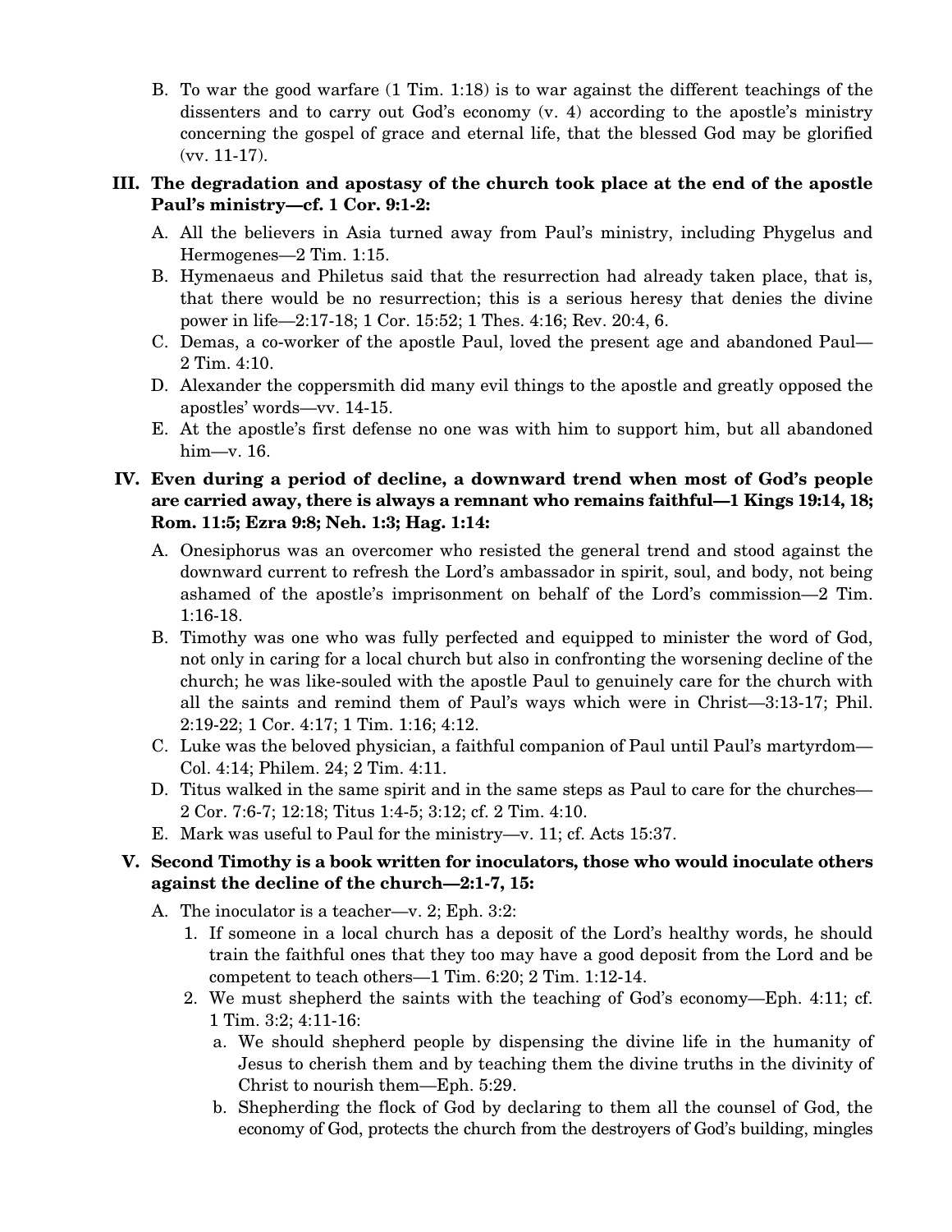B. To war the good warfare (1 Tim. 1:18) is to war against the different teachings of the dissenters and to carry out God's economy (v. 4) according to the apostle's ministry concerning the gospel of grace and eternal life, that the blessed God may be glorified (vv. 11-17).

**III. The degradation and apostasy of the church took place at the end of the apostle Paul's ministry—cf. 1 Cor. 9:1-2:**

A. All the believers in Asia turned away from Paul's ministry, including Phygelus and Hermogenes—2 Tim. 1:15.

B. Hymenaeus and Philetus said that the resurrection had already taken place, that is, that there would be no resurrection; this is a serious heresy that denies the divine power in life—2:17-18; 1 Cor. 15:52; 1 Thes. 4:16; Rev. 20:4, 6.

C. Demas, a co-worker of the apostle Paul, loved the present age and abandoned Paul—2 Tim. 4:10.

D. Alexander the coppersmith did many evil things to the apostle and greatly opposed the apostles' words—vv. 14-15.

E. At the apostle's first defense no one was with him to support him, but all abandoned him—v. 16.

**IV. Even during a period of decline, a downward trend when most of God's people are carried away, there is always a remnant who remains faithful—1 Kings 19:14, 18; Rom. 11:5; Ezra 9:8; Neh. 1:3; Hag. 1:14:**

A. Onesiphorus was an overcomer who resisted the general trend and stood against the downward current to refresh the Lord's ambassador in spirit, soul, and body, not being ashamed of the apostle's imprisonment on behalf of the Lord's commission—2 Tim. 1:16-18.

B. Timothy was one who was fully perfected and equipped to minister the word of God, not only in caring for a local church but also in confronting the worsening decline of the church; he was like-souled with the apostle Paul to genuinely care for the church with all the saints and remind them of Paul's ways which were in Christ—3:13-17; Phil. 2:19-22; 1 Cor. 4:17; 1 Tim. 1:16; 4:12.

C. Luke was the beloved physician, a faithful companion of Paul until Paul's martyrdom—Col. 4:14; Philem. 24; 2 Tim. 4:11.

D. Titus walked in the same spirit and in the same steps as Paul to care for the churches—2 Cor. 7:6-7; 12:18; Titus 1:4-5; 3:12; cf. 2 Tim. 4:10.

E. Mark was useful to Paul for the ministry—v. 11; cf. Acts 15:37.

**V. Second Timothy is a book written for inoculators, those who would inoculate others against the decline of the church—2:1-7, 15:**

A. The inoculator is a teacher—v. 2; Eph. 3:2:

1. If someone in a local church has a deposit of the Lord's healthy words, he should train the faithful ones that they too may have a good deposit from the Lord and be competent to teach others—1 Tim. 6:20; 2 Tim. 1:12-14.
2. We must shepherd the saints with the teaching of God's economy—Eph. 4:11; cf. 1 Tim. 3:2; 4:11-16:
   a. We should shepherd people by dispensing the divine life in the humanity of Jesus to cherish them and by teaching them the divine truths in the divinity of Christ to nourish them—Eph. 5:29.
   b. Shepherding the flock of God by declaring to them all the counsel of God, the economy of God, protects the church from the destroyers of God's building, mingles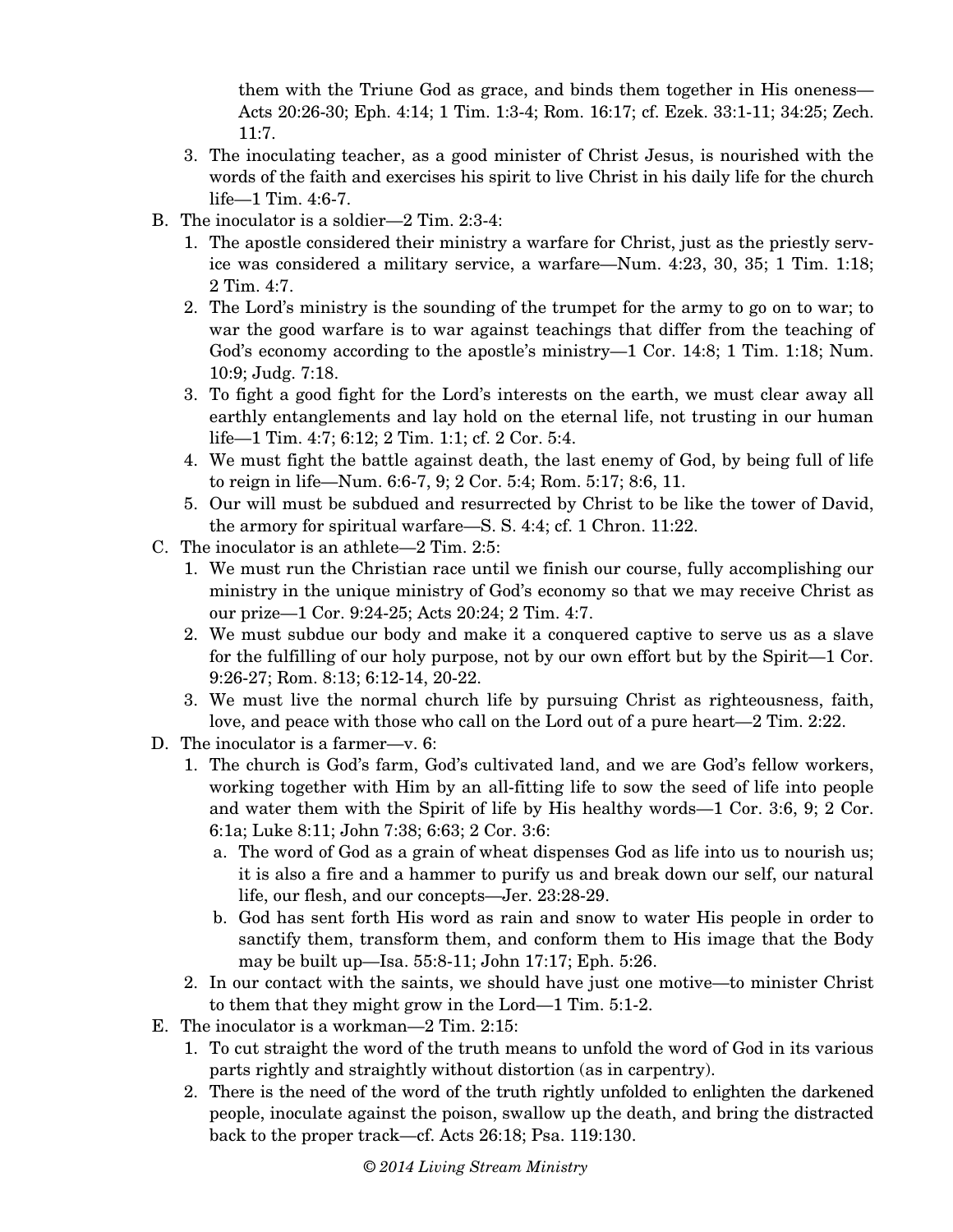them with the Triune God as grace, and binds them together in His oneness—Acts 20:26-30; Eph. 4:14; 1 Tim. 1:3-4; Rom. 16:17; cf. Ezek. 33:1-11; 34:25; Zech. 11:7.

3. The inoculating teacher, as a good minister of Christ Jesus, is nourished with the words of the faith and exercises his spirit to live Christ in his daily life for the church life—1 Tim. 4:6-7.

B. The inoculator is a soldier—2 Tim. 2:3-4:
   1. The apostle considered their ministry a warfare for Christ, just as the priestly service was considered a military service, a warfare—Num. 4:23, 30, 35; 1 Tim. 1:18; 2 Tim. 4:7.
   2. The Lord's ministry is the sounding of the trumpet for the army to go on to war; to war the good warfare is to war against teachings that differ from the teaching of God's economy according to the apostle's ministry—1 Cor. 14:8; 1 Tim. 1:18; Num. 10:9; Judg. 7:18.
   3. To fight a good fight for the Lord's interests on the earth, we must clear away all earthly entanglements and lay hold on the eternal life, not trusting in our human life—1 Tim. 4:7; 6:12; 2 Tim. 1:1; cf. 2 Cor. 5:4.
   4. We must fight the battle against death, the last enemy of God, by being full of life to reign in life—Num. 6:6-7, 9; 2 Cor. 5:4; Rom. 5:17; 8:6, 11.
   5. Our will must be subdued and resurrected by Christ to be like the tower of David, the armory for spiritual warfare—S. S. 4:4; cf. 1 Chron. 11:22.

C. The inoculator is an athlete—2 Tim. 2:5:
   1. We must run the Christian race until we finish our course, fully accomplishing our ministry in the unique ministry of God's economy so that we may receive Christ as our prize—1 Cor. 9:24-25; Acts 20:24; 2 Tim. 4:7.
   2. We must subdue our body and make it a conquered captive to serve us as a slave for the fulfilling of our holy purpose, not by our own effort but by the Spirit—1 Cor. 9:26-27; Rom. 8:13; 6:12-14, 20-22.
   3. We must live the normal church life by pursuing Christ as righteousness, faith, love, and peace with those who call on the Lord out of a pure heart—2 Tim. 2:22.

D. The inoculator is a farmer—v. 6:
   1. The church is God's farm, God's cultivated land, and we are God's fellow workers, working together with Him by an all-fitting life to sow the seed of life into people and water them with the Spirit of life by His healthy words—1 Cor. 3:6, 9; 2 Cor. 6:1a; Luke 8:11; John 7:38; 6:63; 2 Cor. 3:6:
      a. The word of God as a grain of wheat dispenses God as life into us to nourish us; it is also a fire and a hammer to purify us and break down our self, our natural life, our flesh, and our concepts—Jer. 23:28-29.
      b. God has sent forth His word as rain and snow to water His people in order to sanctify them, transform them, and conform them to His image that the Body may be built up—Isa. 55:8-11; John 17:17; Eph. 5:26.
   2. In our contact with the saints, we should have just one motive—to minister Christ to them that they might grow in the Lord—1 Tim. 5:1-2.

E. The inoculator is a workman—2 Tim. 2:15:
   1. To cut straight the word of the truth means to unfold the word of God in its various parts rightly and straightly without distortion (as in carpentry).
   2. There is the need of the word of the truth rightly unfolded to enlighten the darkened people, inoculate against the poison, swallow up the death, and bring the distracted back to the proper track—cf. Acts 26:18; Psa. 119:130.

*© 2014 Living Stream Ministry*